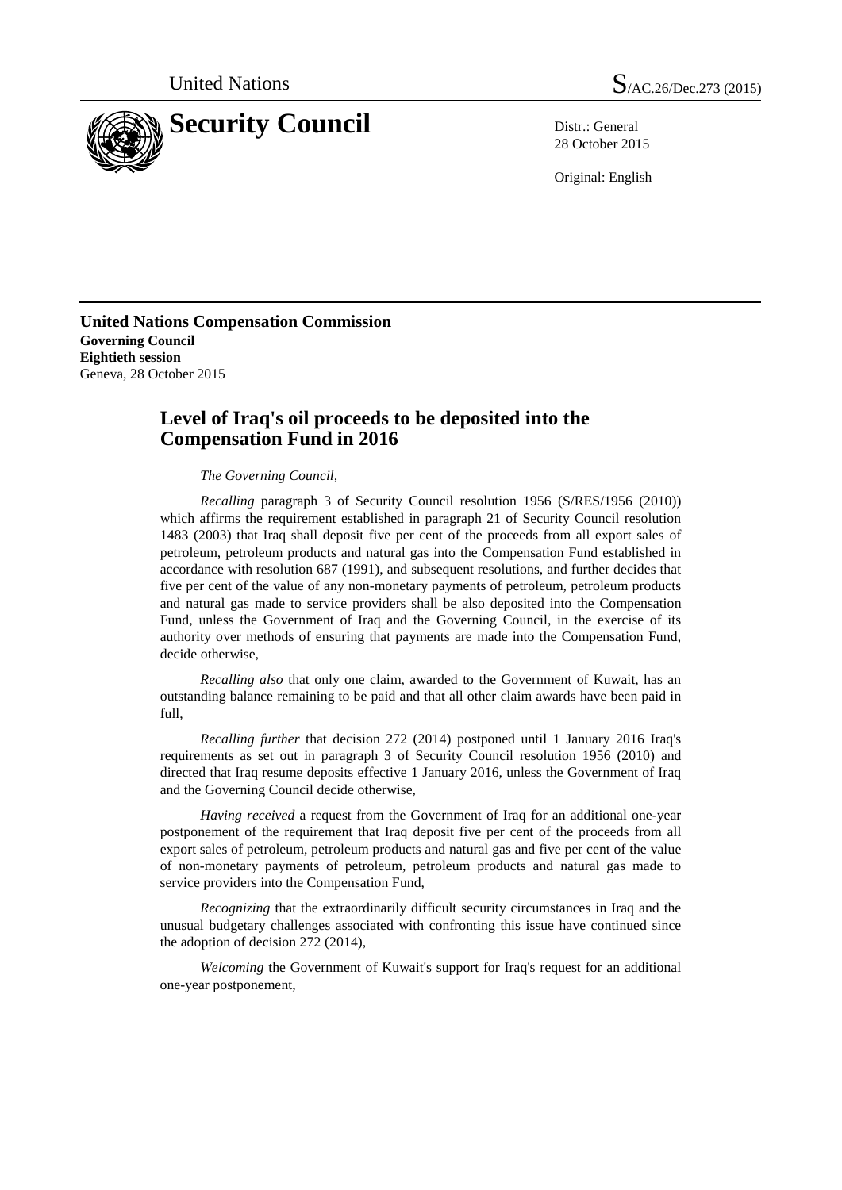United Nations S/AC.26/Dec.273 (2015)

# Security Council

Distr.: General
28 October 2015

Original: English

**United Nations Compensation Commission**
**Governing Council**
**Eightieth session**
Geneva, 28 October 2015

## Level of Iraq's oil proceeds to be deposited into the Compensation Fund in 2016

*The Governing Council,*

*Recalling* paragraph 3 of Security Council resolution 1956 (S/RES/1956 (2010)) which affirms the requirement established in paragraph 21 of Security Council resolution 1483 (2003) that Iraq shall deposit five per cent of the proceeds from all export sales of petroleum, petroleum products and natural gas into the Compensation Fund established in accordance with resolution 687 (1991), and subsequent resolutions, and further decides that five per cent of the value of any non-monetary payments of petroleum, petroleum products and natural gas made to service providers shall be also deposited into the Compensation Fund, unless the Government of Iraq and the Governing Council, in the exercise of its authority over methods of ensuring that payments are made into the Compensation Fund, decide otherwise,

*Recalling also* that only one claim, awarded to the Government of Kuwait, has an outstanding balance remaining to be paid and that all other claim awards have been paid in full,

*Recalling further* that decision 272 (2014) postponed until 1 January 2016 Iraq's requirements as set out in paragraph 3 of Security Council resolution 1956 (2010) and directed that Iraq resume deposits effective 1 January 2016, unless the Government of Iraq and the Governing Council decide otherwise,

*Having received* a request from the Government of Iraq for an additional one-year postponement of the requirement that Iraq deposit five per cent of the proceeds from all export sales of petroleum, petroleum products and natural gas and five per cent of the value of non-monetary payments of petroleum, petroleum products and natural gas made to service providers into the Compensation Fund,

*Recognizing* that the extraordinarily difficult security circumstances in Iraq and the unusual budgetary challenges associated with confronting this issue have continued since the adoption of decision 272 (2014),

*Welcoming* the Government of Kuwait's support for Iraq's request for an additional one-year postponement,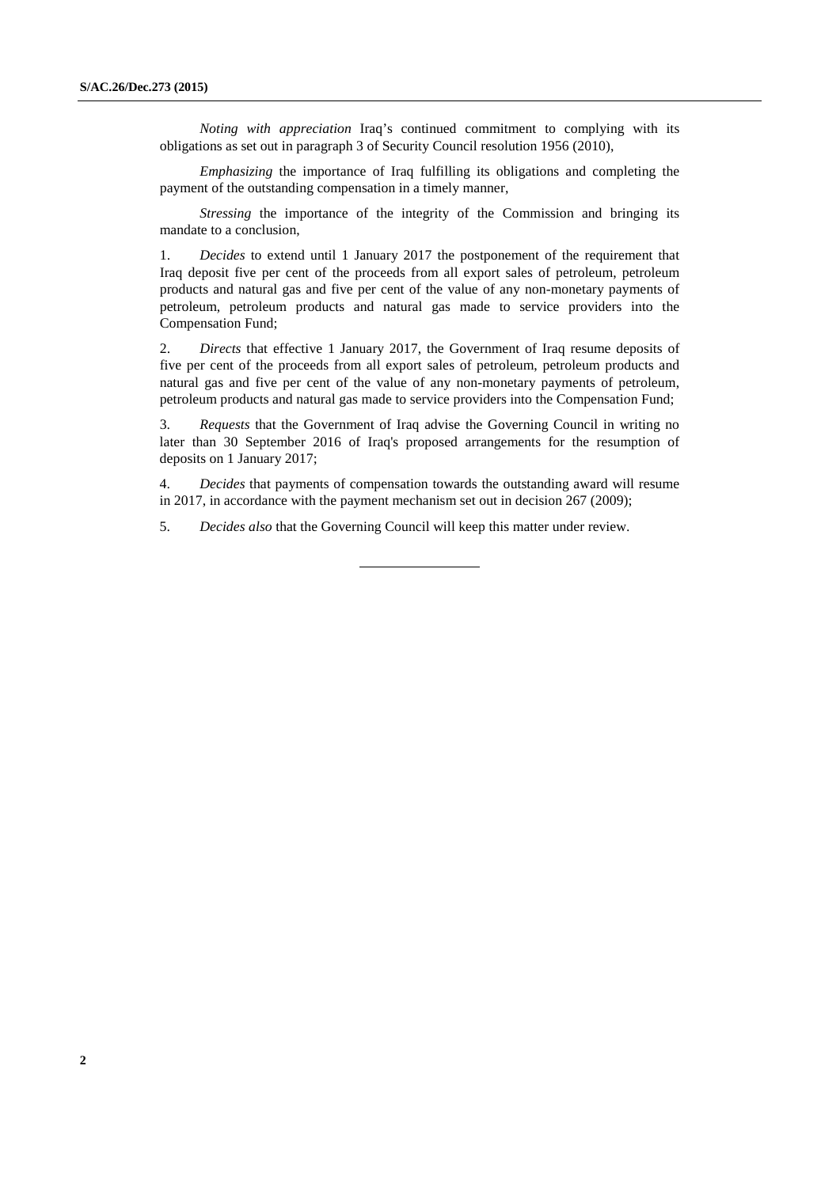*Noting with appreciation* Iraq's continued commitment to complying with its obligations as set out in paragraph 3 of Security Council resolution 1956 (2010),

*Emphasizing* the importance of Iraq fulfilling its obligations and completing the payment of the outstanding compensation in a timely manner,

*Stressing* the importance of the integrity of the Commission and bringing its mandate to a conclusion,

1. *Decides* to extend until 1 January 2017 the postponement of the requirement that Iraq deposit five per cent of the proceeds from all export sales of petroleum, petroleum products and natural gas and five per cent of the value of any non-monetary payments of petroleum, petroleum products and natural gas made to service providers into the Compensation Fund;

2. *Directs* that effective 1 January 2017, the Government of Iraq resume deposits of five per cent of the proceeds from all export sales of petroleum, petroleum products and natural gas and five per cent of the value of any non-monetary payments of petroleum, petroleum products and natural gas made to service providers into the Compensation Fund;

3. *Requests* that the Government of Iraq advise the Governing Council in writing no later than 30 September 2016 of Iraq's proposed arrangements for the resumption of deposits on 1 January 2017;

4. *Decides* that payments of compensation towards the outstanding award will resume in 2017, in accordance with the payment mechanism set out in decision 267 (2009);

5. *Decides also* that the Governing Council will keep this matter under review.